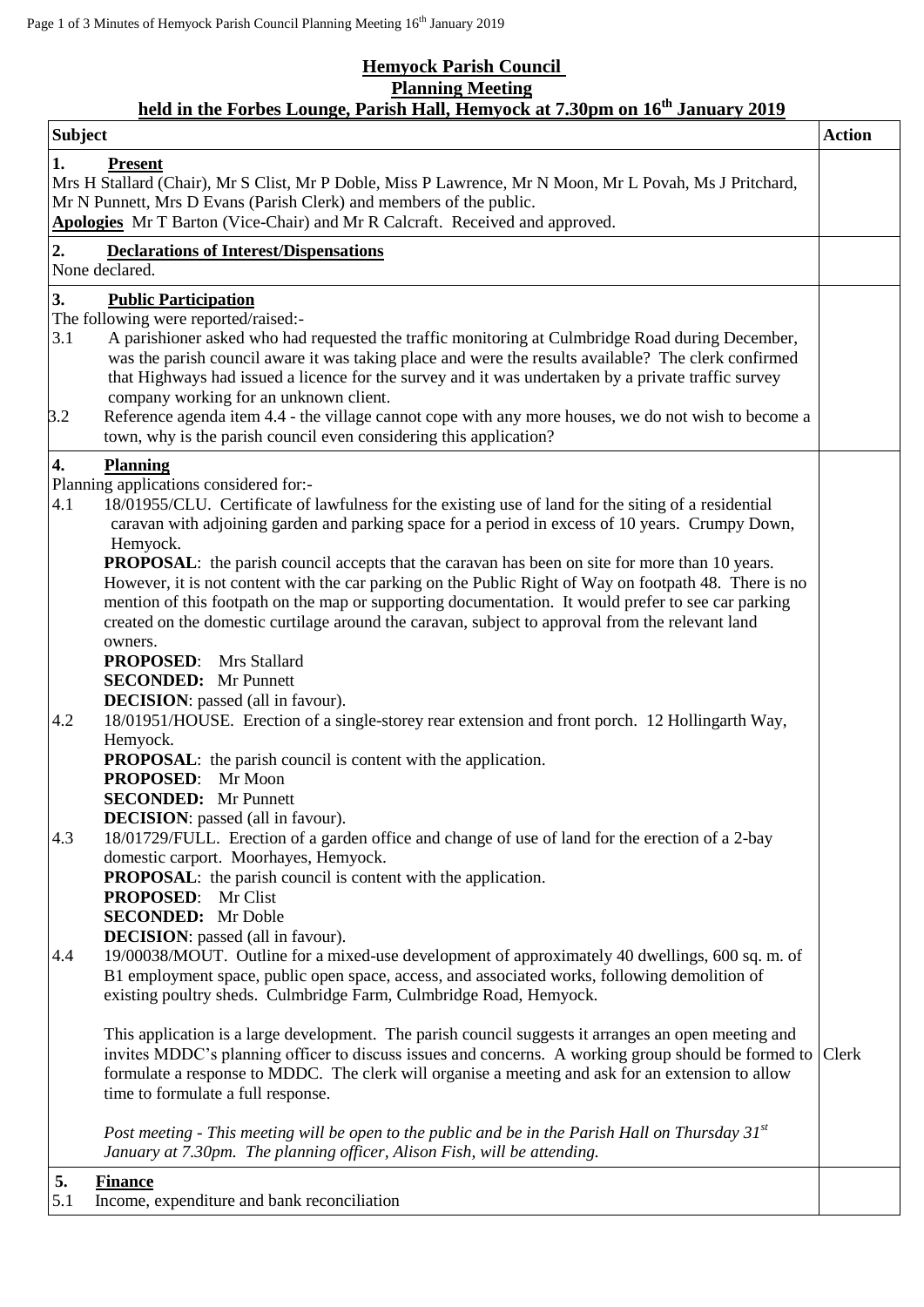**Hemyock Parish Council**
**Planning Meeting**
**held in the Forbes Lounge, Parish Hall, Hemyock at 7.30pm on 16th January 2019**

| Subject | Action |
|---|---|
| **1. Present**<br>Mrs H Stallard (Chair), Mr S Clist, Mr P Doble, Miss P Lawrence, Mr N Moon, Mr L Povah, Ms J Pritchard, Mr N Punnett, Mrs D Evans (Parish Clerk) and members of the public.<br>**Apologies** Mr T Barton (Vice-Chair) and Mr R Calcraft. Received and approved. | |
| **2. Declarations of Interest/Dispensations**<br>None declared. | |
| **3. Public Participation**<br>The following were reported/raised:-<br>3.1 A parishioner asked who had requested the traffic monitoring at Culmbridge Road during December, was the parish council aware it was taking place and were the results available? The clerk confirmed that Highways had issued a licence for the survey and it was undertaken by a private traffic survey company working for an unknown client.<br>3.2 Reference agenda item 4.4 - the village cannot cope with any more houses, we do not wish to become a town, why is the parish council even considering this application? | |
| **4. Planning**<br>Planning applications considered for:-<br>4.1 18/01955/CLU. Certificate of lawfulness for the existing use of land for the siting of a residential caravan with adjoining garden and parking space for a period in excess of 10 years. Crumpy Down, Hemyock.<br>**PROPOSAL**: the parish council accepts that the caravan has been on site for more than 10 years. However, it is not content with the car parking on the Public Right of Way on footpath 48. There is no mention of this footpath on the map or supporting documentation. It would prefer to see car parking created on the domestic curtilage around the caravan, subject to approval from the relevant land owners.<br>**PROPOSED**: Mrs Stallard<br>**SECONDED:** Mr Punnett<br>**DECISION**: passed (all in favour).<br>4.2 18/01951/HOUSE. Erection of a single-storey rear extension and front porch. 12 Hollingarth Way, Hemyock.<br>**PROPOSAL**: the parish council is content with the application.<br>**PROPOSED**: Mr Moon<br>**SECONDED:** Mr Punnett<br>**DECISION**: passed (all in favour).<br>4.3 18/01729/FULL. Erection of a garden office and change of use of land for the erection of a 2-bay domestic carport. Moorhayes, Hemyock.<br>**PROPOSAL**: the parish council is content with the application.<br>**PROPOSED**: Mr Clist<br>**SECONDED:** Mr Doble<br>**DECISION**: passed (all in favour).<br>4.4 19/00038/MOUT. Outline for a mixed-use development of approximately 40 dwellings, 600 sq. m. of B1 employment space, public open space, access, and associated works, following demolition of existing poultry sheds. Culmbridge Farm, Culmbridge Road, Hemyock.<br><br>This application is a large development. The parish council suggests it arranges an open meeting and invites MDDC's planning officer to discuss issues and concerns. A working group should be formed to formulate a response to MDDC. The clerk will organise a meeting and ask for an extension to allow time to formulate a full response.<br><br>*Post meeting - This meeting will be open to the public and be in the Parish Hall on Thursday 31st January at 7.30pm. The planning officer, Alison Fish, will be attending.* | Clerk |
| **5. Finance**<br>5.1 Income, expenditure and bank reconciliation | |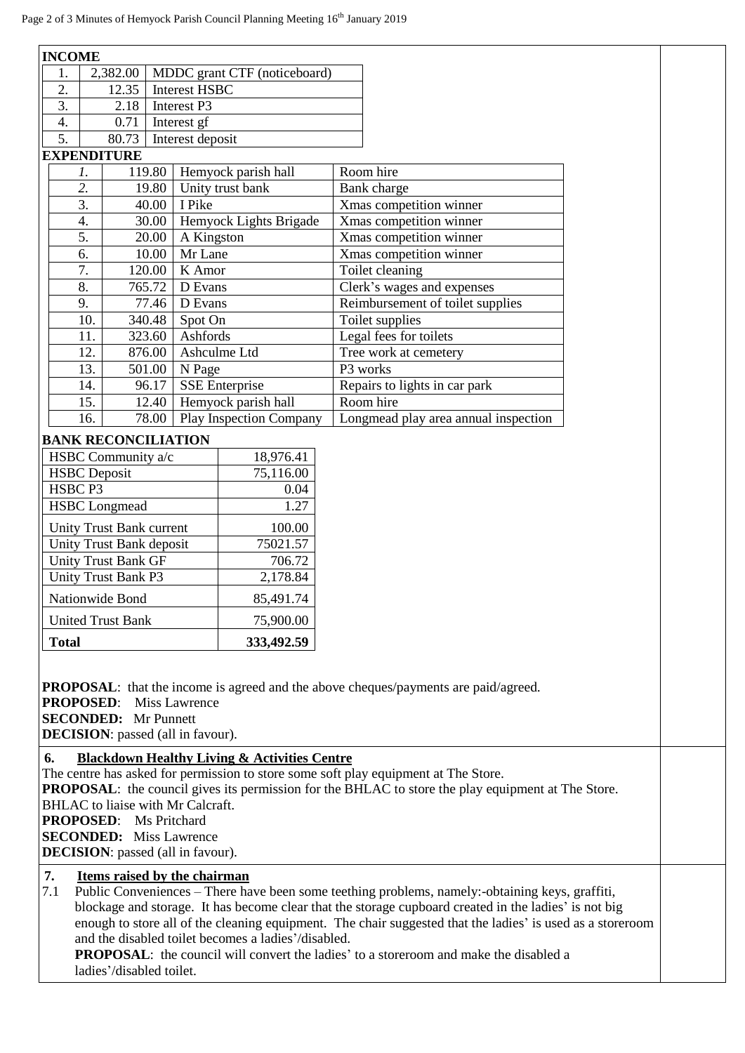**INCOME**

| | | |
|---|---|---|
| 1. | 2,382.00 | MDDC grant CTF (noticeboard) |
| 2. | 12.35 | Interest HSBC |
| 3. | 2.18 | Interest P3 |
| 4. | 0.71 | Interest gf |
| 5. | 80.73 | Interest deposit |

**EXPENDITURE**

| | | | |
|---|---|---|---|
| *1.* | 119.80 | Hemyock parish hall | Room hire |
| *2.* | 19.80 | Unity trust bank | Bank charge |
| 3. | 40.00 | I Pike | Xmas competition winner |
| 4. | 30.00 | Hemyock Lights Brigade | Xmas competition winner |
| 5. | 20.00 | A Kingston | Xmas competition winner |
| 6. | 10.00 | Mr Lane | Xmas competition winner |
| 7. | 120.00 | K Amor | Toilet cleaning |
| 8. | 765.72 | D Evans | Clerk's wages and expenses |
| 9. | 77.46 | D Evans | Reimbursement of toilet supplies |
| 10. | 340.48 | Spot On | Toilet supplies |
| 11. | 323.60 | Ashfords | Legal fees for toilets |
| 12. | 876.00 | Ashculme Ltd | Tree work at cemetery |
| 13. | 501.00 | N Page | P3 works |
| 14. | 96.17 | SSE Enterprise | Repairs to lights in car park |
| 15. | 12.40 | Hemyock parish hall | Room hire |
| 16. | 78.00 | Play Inspection Company | Longmead play area annual inspection |

**BANK RECONCILIATION**

| | |
|---|---|
| HSBC Community a/c | 18,976.41 |
| HSBC Deposit | 75,116.00 |
| HSBC P3 | 0.04 |
| HSBC Longmead | 1.27 |
| Unity Trust Bank current | 100.00 |
| Unity Trust Bank deposit | 75021.57 |
| Unity Trust Bank GF | 706.72 |
| Unity Trust Bank P3 | 2,178.84 |
| Nationwide Bond | 85,491.74 |
| United Trust Bank | 75,900.00 |
| **Total** | **333,492.59** |

**PROPOSAL**: that the income is agreed and the above cheques/payments are paid/agreed.
**PROPOSED**: Miss Lawrence
**SECONDED:** Mr Punnett
**DECISION**: passed (all in favour).

**6. Blackdown Healthy Living & Activities Centre**

The centre has asked for permission to store some soft play equipment at The Store.
**PROPOSAL**: the council gives its permission for the BHLAC to store the play equipment at The Store. BHLAC to liaise with Mr Calcraft.
**PROPOSED**: Ms Pritchard
**SECONDED:** Miss Lawrence
**DECISION**: passed (all in favour).

**7. Items raised by the chairman**

7.1 Public Conveniences – There have been some teething problems, namely:-obtaining keys, graffiti, blockage and storage. It has become clear that the storage cupboard created in the ladies' is not big enough to store all of the cleaning equipment. The chair suggested that the ladies' is used as a storeroom and the disabled toilet becomes a ladies'/disabled.
**PROPOSAL**: the council will convert the ladies' to a storeroom and make the disabled a ladies'/disabled toilet.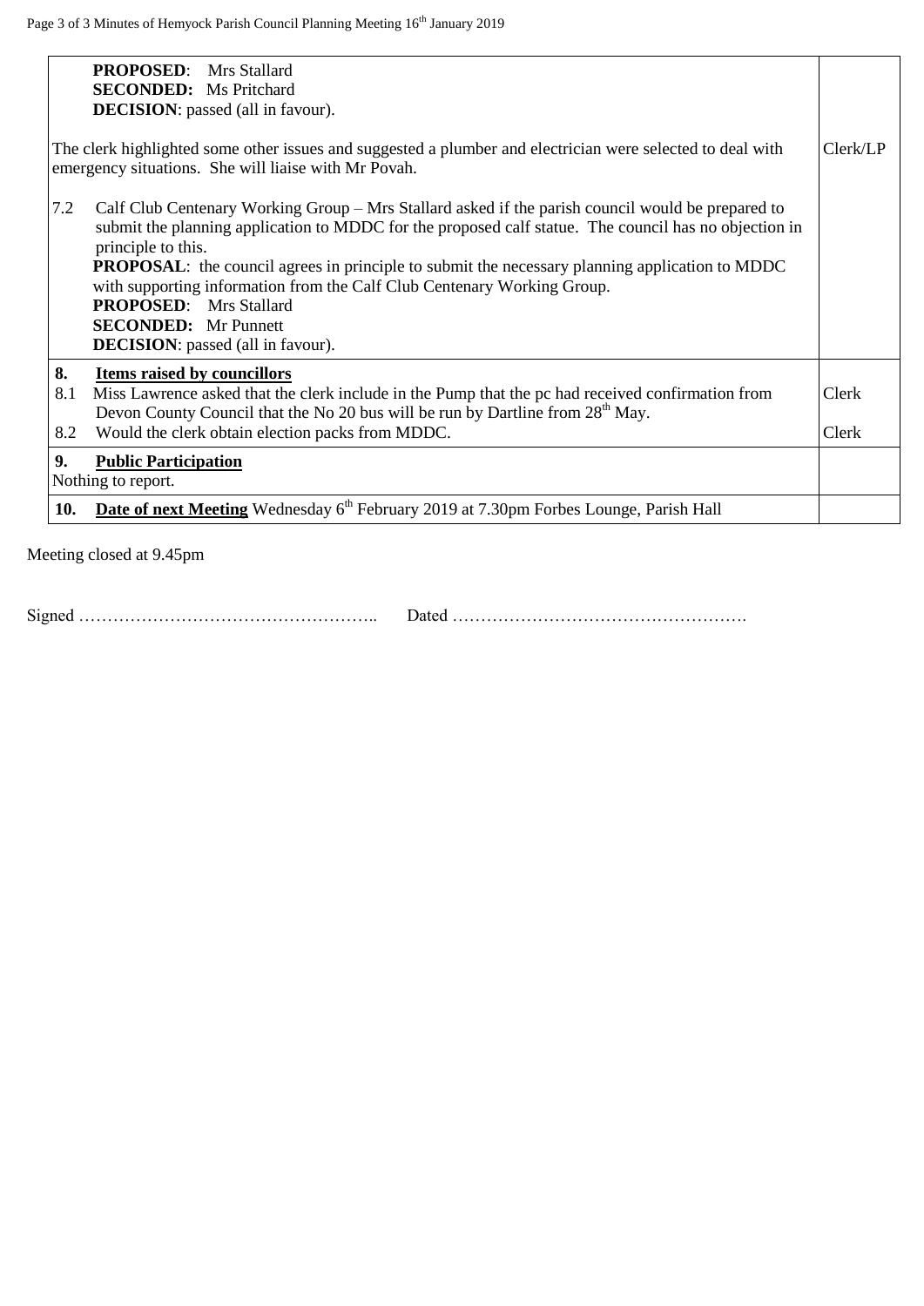| | |
|---|---|
| **PROPOSED**: Mrs Stallard<br>**SECONDED:** Ms Pritchard<br>**DECISION**: passed (all in favour).<br><br>The clerk highlighted some other issues and suggested a plumber and electrician were selected to deal with emergency situations. She will liaise with Mr Povah.<br><br>7.2 Calf Club Centenary Working Group – Mrs Stallard asked if the parish council would be prepared to submit the planning application to MDDC for the proposed calf statue. The council has no objection in principle to this.<br>**PROPOSAL**: the council agrees in principle to submit the necessary planning application to MDDC with supporting information from the Calf Club Centenary Working Group.<br>**PROPOSED**: Mrs Stallard<br>**SECONDED:** Mr Punnett<br>**DECISION**: passed (all in favour). | <br><br><br><br>Clerk/LP |
| **8. <u>Items raised by councillors</u>**<br>8.1 Miss Lawrence asked that the clerk include in the Pump that the pc had received confirmation from Devon County Council that the No 20 bus will be run by Dartline from 28th May.<br>8.2 Would the clerk obtain election packs from MDDC. | <br>Clerk<br><br>Clerk |
| **9. <u>Public Participation</u>**<br>Nothing to report. | |
| **10. <u>Date of next Meeting</u>** Wednesday 6th February 2019 at 7.30pm Forbes Lounge, Parish Hall | |

Meeting closed at 9.45pm

Signed …………………………………………….. Dated …………………………………………….